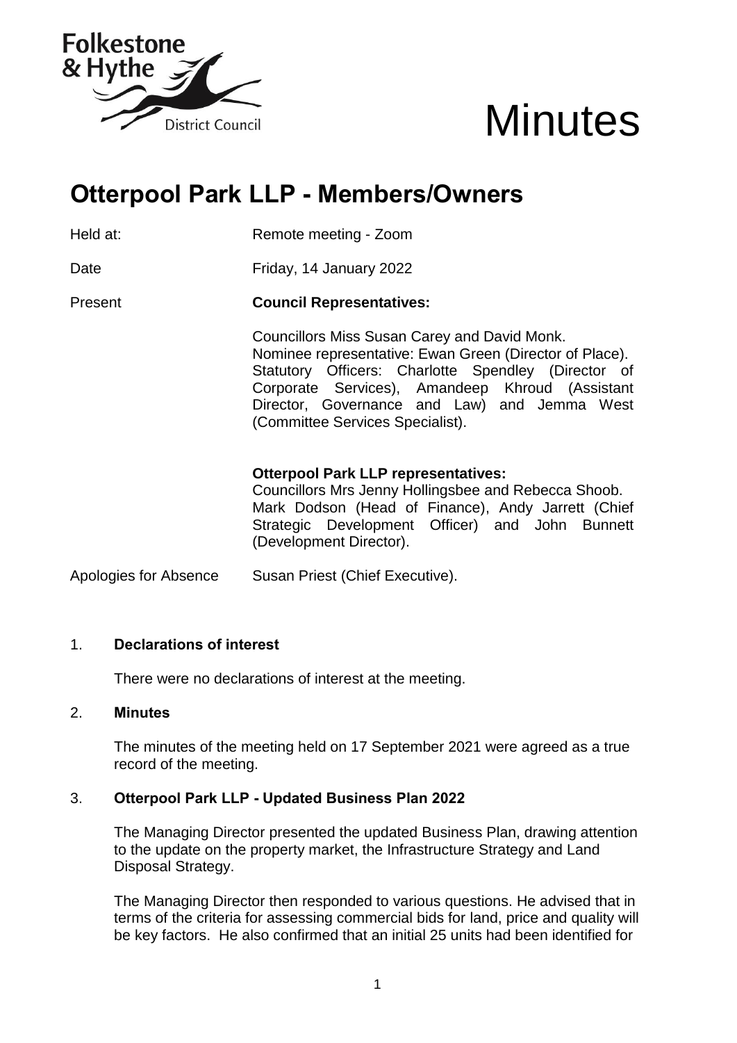# Minutes

## Otterpool Park LLP - Members/Owners

Held at: Remote meeting - Zoom

Date: Friday, 14 January 2022

Present: **Council Representatives:**

Councillors Miss Susan Carey and David Monk.
Nominee representative: Ewan Green (Director of Place).
Statutory Officers: Charlotte Spendley (Director of Corporate Services), Amandeep Khroud (Assistant Director, Governance and Law) and Jemma West (Committee Services Specialist).

**Otterpool Park LLP representatives:**
Councillors Mrs Jenny Hollingsbee and Rebecca Shoob.
Mark Dodson (Head of Finance), Andy Jarrett (Chief Strategic Development Officer) and John Bunnett (Development Director).

Apologies for Absence: Susan Priest (Chief Executive).

### 1. Declarations of interest

There were no declarations of interest at the meeting.

### 2. Minutes

The minutes of the meeting held on 17 September 2021 were agreed as a true record of the meeting.

### 3. Otterpool Park LLP - Updated Business Plan 2022

The Managing Director presented the updated Business Plan, drawing attention to the update on the property market, the Infrastructure Strategy and Land Disposal Strategy.

The Managing Director then responded to various questions. He advised that in terms of the criteria for assessing commercial bids for land, price and quality will be key factors. He also confirmed that an initial 25 units had been identified for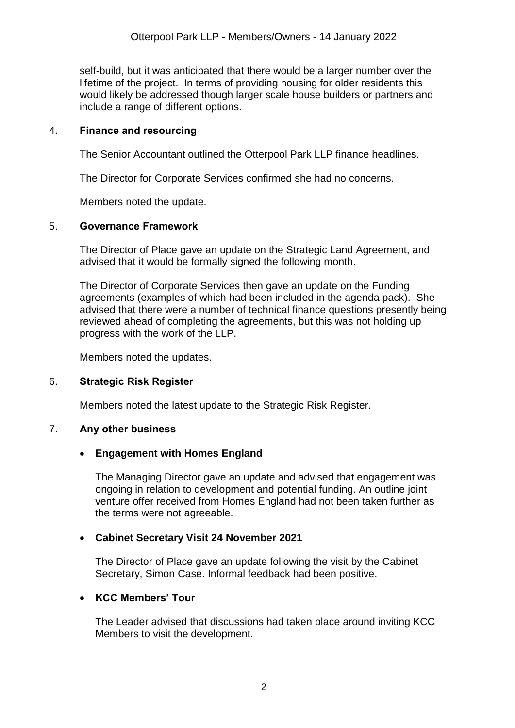self-build, but it was anticipated that there would be a larger number over the lifetime of the project. In terms of providing housing for older residents this would likely be addressed though larger scale house builders or partners and include a range of different options.

## 4. **Finance and resourcing**

The Senior Accountant outlined the Otterpool Park LLP finance headlines.

The Director for Corporate Services confirmed she had no concerns.

Members noted the update.

## 5. **Governance Framework**

The Director of Place gave an update on the Strategic Land Agreement, and advised that it would be formally signed the following month.

The Director of Corporate Services then gave an update on the Funding agreements (examples of which had been included in the agenda pack). She advised that there were a number of technical finance questions presently being reviewed ahead of completing the agreements, but this was not holding up progress with the work of the LLP.

Members noted the updates.

## 6. **Strategic Risk Register**

Members noted the latest update to the Strategic Risk Register.

## 7. **Any other business**

- **Engagement with Homes England**

  The Managing Director gave an update and advised that engagement was ongoing in relation to development and potential funding. An outline joint venture offer received from Homes England had not been taken further as the terms were not agreeable.

- **Cabinet Secretary Visit 24 November 2021**

  The Director of Place gave an update following the visit by the Cabinet Secretary, Simon Case. Informal feedback had been positive.

- **KCC Members' Tour**

  The Leader advised that discussions had taken place around inviting KCC Members to visit the development.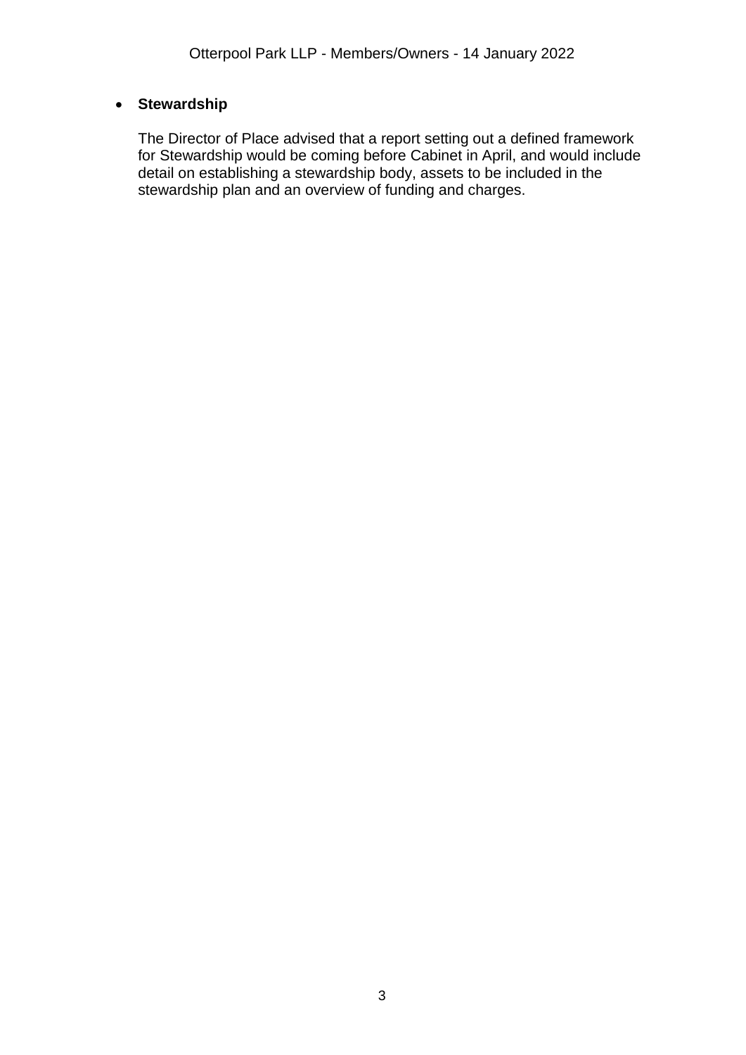- **Stewardship**

  The Director of Place advised that a report setting out a defined framework for Stewardship would be coming before Cabinet in April, and would include detail on establishing a stewardship body, assets to be included in the stewardship plan and an overview of funding and charges.